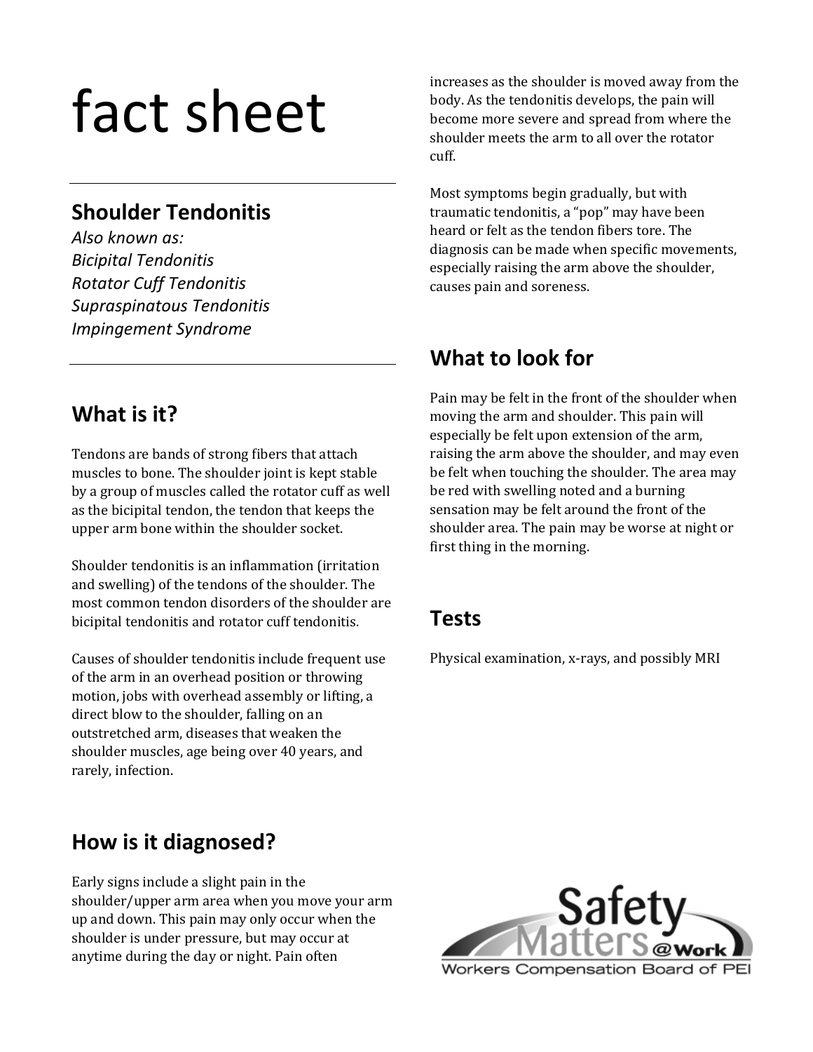# fact sheet

## Shoulder Tendonitis

*Also known as:*
*Bicipital Tendonitis*
*Rotator Cuff Tendonitis*
*Supraspinatous Tendonitis*
*Impingement Syndrome*

## What is it?

Tendons are bands of strong fibers that attach muscles to bone. The shoulder joint is kept stable by a group of muscles called the rotator cuff as well as the bicipital tendon, the tendon that keeps the upper arm bone within the shoulder socket.

Shoulder tendonitis is an inflammation (irritation and swelling) of the tendons of the shoulder. The most common tendon disorders of the shoulder are bicipital tendonitis and rotator cuff tendonitis.

Causes of shoulder tendonitis include frequent use of the arm in an overhead position or throwing motion, jobs with overhead assembly or lifting, a direct blow to the shoulder, falling on an outstretched arm, diseases that weaken the shoulder muscles, age being over 40 years, and rarely, infection.

## How is it diagnosed?

Early signs include a slight pain in the shoulder/upper arm area when you move your arm up and down. This pain may only occur when the shoulder is under pressure, but may occur at anytime during the day or night. Pain often increases as the shoulder is moved away from the body. As the tendonitis develops, the pain will become more severe and spread from where the shoulder meets the arm to all over the rotator cuff.

Most symptoms begin gradually, but with traumatic tendonitis, a "pop" may have been heard or felt as the tendon fibers tore. The diagnosis can be made when specific movements, especially raising the arm above the shoulder, causes pain and soreness.

## What to look for

Pain may be felt in the front of the shoulder when moving the arm and shoulder. This pain will especially be felt upon extension of the arm, raising the arm above the shoulder, and may even be felt when touching the shoulder. The area may be red with swelling noted and a burning sensation may be felt around the front of the shoulder area. The pain may be worse at night or first thing in the morning.

## Tests

Physical examination, x-rays, and possibly MRI

Safety Matters @Work
Workers Compensation Board of PEI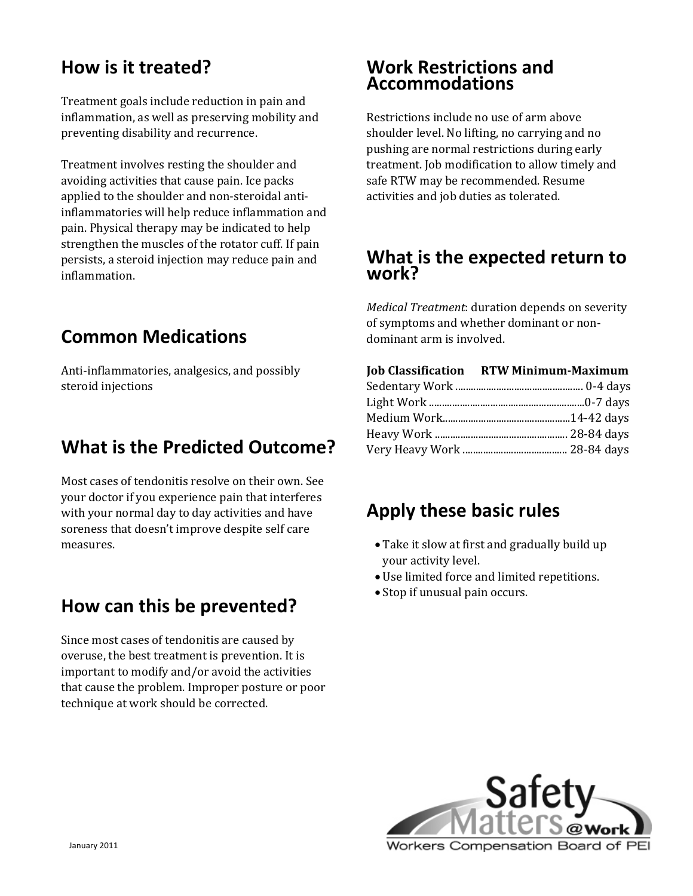## How is it treated?

Treatment goals include reduction in pain and inflammation, as well as preserving mobility and preventing disability and recurrence.

Treatment involves resting the shoulder and avoiding activities that cause pain. Ice packs applied to the shoulder and non-steroidal anti-inflammatories will help reduce inflammation and pain. Physical therapy may be indicated to help strengthen the muscles of the rotator cuff. If pain persists, a steroid injection may reduce pain and inflammation.

## Common Medications

Anti-inflammatories, analgesics, and possibly steroid injections

## What is the Predicted Outcome?

Most cases of tendonitis resolve on their own. See your doctor if you experience pain that interferes with your normal day to day activities and have soreness that doesn't improve despite self care measures.

## How can this be prevented?

Since most cases of tendonitis are caused by overuse, the best treatment is prevention. It is important to modify and/or avoid the activities that cause the problem. Improper posture or poor technique at work should be corrected.

## Work Restrictions and Accommodations

Restrictions include no use of arm above shoulder level. No lifting, no carrying and no pushing are normal restrictions during early treatment. Job modification to allow timely and safe RTW may be recommended. Resume activities and job duties as tolerated.

## What is the expected return to work?

*Medical Treatment*: duration depends on severity of symptoms and whether dominant or non-dominant arm is involved.

| Job Classification | RTW Minimum-Maximum |
|---|---|
| Sedentary Work | 0-4 days |
| Light Work | 0-7 days |
| Medium Work | 14-42 days |
| Heavy Work | 28-84 days |
| Very Heavy Work | 28-84 days |

## Apply these basic rules

- Take it slow at first and gradually build up your activity level.
- Use limited force and limited repetitions.
- Stop if unusual pain occurs.

January 2011

Safety Matters @Work
Workers Compensation Board of PEI